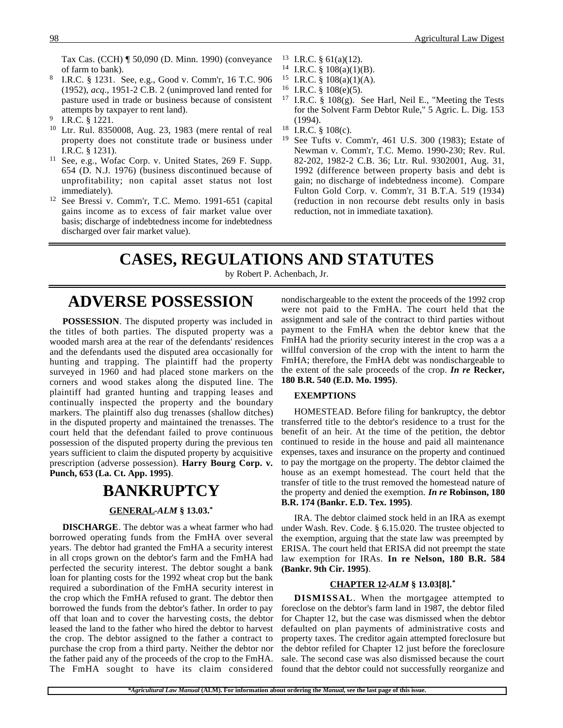Tax Cas. (CCH) ¶ 50,090 (D. Minn. 1990) (conveyance of farm to bank).

8 I.R.C. § 1231. See, e.g., Good v. Comm'r, 16 T.C. 906 (1952), *acq*., 1951-2 C.B. 2 (unimproved land rented for pasture used in trade or business because of consistent attempts by taxpayer to rent land).

9 I.R.C. § 1221.

10 Ltr. Rul. 8350008, Aug. 23, 1983 (mere rental of real property does not constitute trade or business under I.R.C. § 1231).

11 See, e.g., Wofac Corp. v. United States, 269 F. Supp. 654 (D. N.J. 1976) (business discontinued because of unprofitability; non capital asset status not lost immediately).

12 See Bressi v. Comm'r, T.C. Memo. 1991-651 (capital gains income as to excess of fair market value over basis; discharge of indebtedness income for indebtedness discharged over fair market value).

13 I.R.C. § 61(a)(12).

14 I.R.C. § 108(a)(1)(B).

15 I.R.C. § 108(a)(1)(A).

16 I.R.C. § 108(e)(5).

17 I.R.C. § 108(g). See Harl, Neil E., "Meeting the Tests for the Solvent Farm Debtor Rule," 5 Agric. L. Dig. 153 (1994).

18 I.R.C. § 108(c).

19 See Tufts v. Comm'r, 461 U.S. 300 (1983); Estate of Newman v. Comm'r, T.C. Memo. 1990-230; Rev. Rul. 82-202, 1982-2 C.B. 36; Ltr. Rul. 9302001, Aug. 31, 1992 (difference between property basis and debt is gain; no discharge of indebtedness income). Compare Fulton Gold Corp. v. Comm'r, 31 B.T.A. 519 (1934) (reduction in non recourse debt results only in basis reduction, not in immediate taxation).

# CASES, REGULATIONS AND STATUTES

by Robert P. Achenbach, Jr.

## ADVERSE POSSESSION

**POSSESSION**. The disputed property was included in the titles of both parties. The disputed property was a wooded marsh area at the rear of the defendants' residences and the defendants used the disputed area occasionally for hunting and trapping. The plaintiff had the property surveyed in 1960 and had placed stone markers on the corners and wood stakes along the disputed line. The plaintiff had granted hunting and trapping leases and continually inspected the property and the boundary markers. The plaintiff also dug trenasses (shallow ditches) in the disputed property and maintained the trenasses. The court held that the defendant failed to prove continuous possession of the disputed property during the previous ten years sufficient to claim the disputed property by acquisitive prescription (adverse possession). **Harry Bourg Corp. v. Punch, 653 (La. Ct. App. 1995)**.

## BANKRUPTCY

### GENERAL -*ALM* § 13.03.*

**DISCHARGE**. The debtor was a wheat farmer who had borrowed operating funds from the FmHA over several years. The debtor had granted the FmHA a security interest in all crops grown on the debtor's farm and the FmHA had perfected the security interest. The debtor sought a bank loan for planting costs for the 1992 wheat crop but the bank required a subordination of the FmHA security interest in the crop which the FmHA refused to grant. The debtor then borrowed the funds from the debtor's father. In order to pay off that loan and to cover the harvesting costs, the debtor leased the land to the father who hired the debtor to harvest the crop. The debtor assigned to the father a contract to purchase the crop from a third party. Neither the debtor nor the father paid any of the proceeds of the crop to the FmHA. The FmHA sought to have its claim considered nondischargeable to the extent the proceeds of the 1992 crop were not paid to the FmHA. The court held that the assignment and sale of the contract to third parties without payment to the FmHA when the debtor knew that the FmHA had the priority security interest in the crop was a a willful conversion of the crop with the intent to harm the FmHA; therefore, the FmHA debt was nondischargeable to the extent of the sale proceeds of the crop. ***In re* Recker, 180 B.R. 540 (E.D. Mo. 1995)**.

**EXEMPTIONS**

HOMESTEAD. Before filing for bankruptcy, the debtor transferred title to the debtor's residence to a trust for the benefit of an heir. At the time of the petition, the debtor continued to reside in the house and paid all maintenance expenses, taxes and insurance on the property and continued to pay the mortgage on the property. The debtor claimed the house as an exempt homestead. The court held that the transfer of title to the trust removed the homestead nature of the property and denied the exemption. ***In re* Robinson, 180 B.R. 174 (Bankr. E.D. Tex. 1995)**.

IRA. The debtor claimed stock held in an IRA as exempt under Wash. Rev. Code. § 6.15.020. The trustee objected to the exemption, arguing that the state law was preempted by ERISA. The court held that ERISA did not preempt the state law exemption for IRAs. **In re Nelson, 180 B.R. 584 (Bankr. 9th Cir. 1995)**.

### CHAPTER 12 -*ALM* § 13.03[8].*

**DISMISSAL**. When the mortgagee attempted to foreclose on the debtor's farm land in 1987, the debtor filed for Chapter 12, but the case was dismissed when the debtor defaulted on plan payments of administrative costs and property taxes. The creditor again attempted foreclosure but the debtor refiled for Chapter 12 just before the foreclosure sale. The second case was also dismissed because the court found that the debtor could not successfully reorganize and

**Agricultural Law Manual* (ALM). For information about ordering the *Manual*, see the last page of this issue.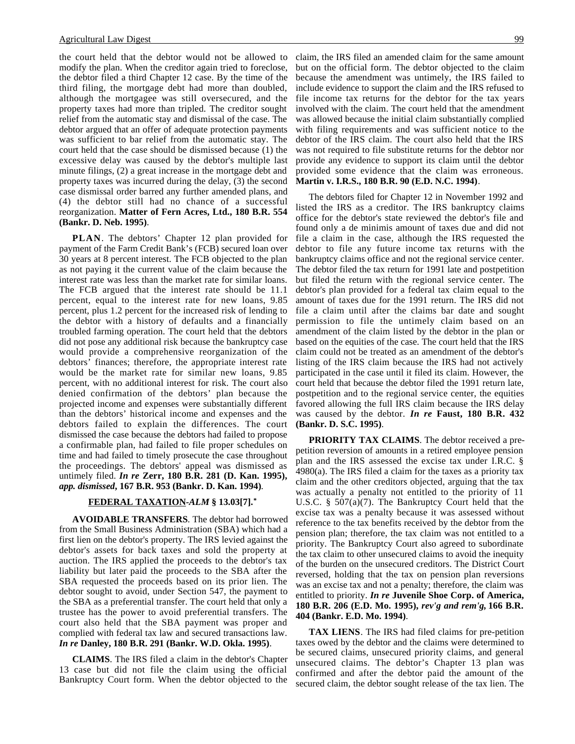the court held that the debtor would not be allowed to modify the plan. When the creditor again tried to foreclose, the debtor filed a third Chapter 12 case. By the time of the third filing, the mortgage debt had more than doubled, although the mortgagee was still oversecured, and the property taxes had more than tripled. The creditor sought relief from the automatic stay and dismissal of the case. The debtor argued that an offer of adequate protection payments was sufficient to bar relief from the automatic stay. The court held that the case should be dismissed because (1) the excessive delay was caused by the debtor's multiple last minute filings, (2) a great increase in the mortgage debt and property taxes was incurred during the delay, (3) the second case dismissal order barred any further amended plans, and (4) the debtor still had no chance of a successful reorganization. **Matter of Fern Acres, Ltd., 180 B.R. 554 (Bankr. D. Neb. 1995)**.

**PLAN**. The debtors' Chapter 12 plan provided for payment of the Farm Credit Bank's (FCB) secured loan over 30 years at 8 percent interest. The FCB objected to the plan as not paying it the current value of the claim because the interest rate was less than the market rate for similar loans. The FCB argued that the interest rate should be 11.1 percent, equal to the interest rate for new loans, 9.85 percent, plus 1.2 percent for the increased risk of lending to the debtor with a history of defaults and a financially troubled farming operation. The court held that the debtors did not pose any additional risk because the bankruptcy case would provide a comprehensive reorganization of the debtors' finances; therefore, the appropriate interest rate would be the market rate for similar new loans, 9.85 percent, with no additional interest for risk. The court also denied confirmation of the debtors' plan because the projected income and expenses were substantially different than the debtors' historical income and expenses and the debtors failed to explain the differences. The court dismissed the case because the debtors had failed to propose a confirmable plan, had failed to file proper schedules on time and had failed to timely prosecute the case throughout the proceedings. The debtors' appeal was dismissed as untimely filed. ***In re* Zerr, 180 B.R. 281 (D. Kan. 1995), *app. dismissed*, 167 B.R. 953 (Bankr. D. Kan. 1994)**.

## FEDERAL TAXATION-*ALM* § 13.03[7].*

**AVOIDABLE TRANSFERS**. The debtor had borrowed from the Small Business Administration (SBA) which had a first lien on the debtor's property. The IRS levied against the debtor's assets for back taxes and sold the property at auction. The IRS applied the proceeds to the debtor's tax liability but later paid the proceeds to the SBA after the SBA requested the proceeds based on its prior lien. The debtor sought to avoid, under Section 547, the payment to the SBA as a preferential transfer. The court held that only a trustee has the power to avoid preferential transfers. The court also held that the SBA payment was proper and complied with federal tax law and secured transactions law. ***In re* Danley, 180 B.R. 291 (Bankr. W.D. Okla. 1995)**.

**CLAIMS**. The IRS filed a claim in the debtor's Chapter 13 case but did not file the claim using the official Bankruptcy Court form. When the debtor objected to the claim, the IRS filed an amended claim for the same amount but on the official form. The debtor objected to the claim because the amendment was untimely, the IRS failed to include evidence to support the claim and the IRS refused to file income tax returns for the debtor for the tax years involved with the claim. The court held that the amendment was allowed because the initial claim substantially complied with filing requirements and was sufficient notice to the debtor of the IRS claim. The court also held that the IRS was not required to file substitute returns for the debtor nor provide any evidence to support its claim until the debtor provided some evidence that the claim was erroneous. **Martin v. I.R.S., 180 B.R. 90 (E.D. N.C. 1994)**.

The debtors filed for Chapter 12 in November 1992 and listed the IRS as a creditor. The IRS bankruptcy claims office for the debtor's state reviewed the debtor's file and found only a de minimis amount of taxes due and did not file a claim in the case, although the IRS requested the debtor to file any future income tax returns with the bankruptcy claims office and not the regional service center. The debtor filed the tax return for 1991 late and postpetition but filed the return with the regional service center. The debtor's plan provided for a federal tax claim equal to the amount of taxes due for the 1991 return. The IRS did not file a claim until after the claims bar date and sought permission to file the untimely claim based on an amendment of the claim listed by the debtor in the plan or based on the equities of the case. The court held that the IRS claim could not be treated as an amendment of the debtor's listing of the IRS claim because the IRS had not actively participated in the case until it filed its claim. However, the court held that because the debtor filed the 1991 return late, postpetition and to the regional service center, the equities favored allowing the full IRS claim because the IRS delay was caused by the debtor. ***In re* Faust, 180 B.R. 432 (Bankr. D. S.C. 1995)**.

**PRIORITY TAX CLAIMS**. The debtor received a pre-petition reversion of amounts in a retired employee pension plan and the IRS assessed the excise tax under I.R.C. § 4980(a). The IRS filed a claim for the taxes as a priority tax claim and the other creditors objected, arguing that the tax was actually a penalty not entitled to the priority of 11 U.S.C. § 507(a)(7). The Bankruptcy Court held that the excise tax was a penalty because it was assessed without reference to the tax benefits received by the debtor from the pension plan; therefore, the tax claim was not entitled to a priority. The Bankruptcy Court also agreed to subordinate the tax claim to other unsecured claims to avoid the inequity of the burden on the unsecured creditors. The District Court reversed, holding that the tax on pension plan reversions was an excise tax and not a penalty; therefore, the claim was entitled to priority. ***In re* Juvenile Shoe Corp. of America, 180 B.R. 206 (E.D. Mo. 1995), *rev'g and rem'g*, 166 B.R. 404 (Bankr. E.D. Mo. 1994)**.

**TAX LIENS**. The IRS had filed claims for pre-petition taxes owed by the debtor and the claims were determined to be secured claims, unsecured priority claims, and general unsecured claims. The debtor's Chapter 13 plan was confirmed and after the debtor paid the amount of the secured claim, the debtor sought release of the tax lien. The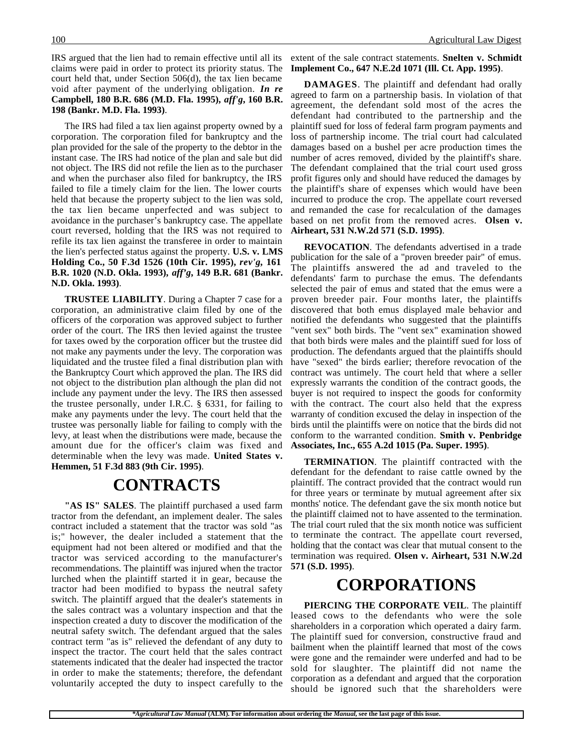IRS argued that the lien had to remain effective until all its claims were paid in order to protect its priority status. The court held that, under Section 506(d), the tax lien became void after payment of the underlying obligation. ***In re*** **Campbell, 180 B.R. 686 (M.D. Fla. 1995),** ***aff'g*****, 160 B.R. 198 (Bankr. M.D. Fla. 1993)**.

The IRS had filed a tax lien against property owned by a corporation. The corporation filed for bankruptcy and the plan provided for the sale of the property to the debtor in the instant case. The IRS had notice of the plan and sale but did not object. The IRS did not refile the lien as to the purchaser and when the purchaser also filed for bankruptcy, the IRS failed to file a timely claim for the lien. The lower courts held that because the property subject to the lien was sold, the tax lien became unperfected and was subject to avoidance in the purchaser's bankruptcy case. The appellate court reversed, holding that the IRS was not required to refile its tax lien against the transferee in order to maintain the lien's perfected status against the property. **U.S. v. LMS Holding Co., 50 F.3d 1526 (10th Cir. 1995),** ***rev'g*****, 161 B.R. 1020 (N.D. Okla. 1993),** ***aff'g*****, 149 B.R. 681 (Bankr. N.D. Okla. 1993)**.

**TRUSTEE LIABILITY**. During a Chapter 7 case for a corporation, an administrative claim filed by one of the officers of the corporation was approved subject to further order of the court. The IRS then levied against the trustee for taxes owed by the corporation officer but the trustee did not make any payments under the levy. The corporation was liquidated and the trustee filed a final distribution plan with the Bankruptcy Court which approved the plan. The IRS did not object to the distribution plan although the plan did not include any payment under the levy. The IRS then assessed the trustee personally, under I.R.C. § 6331, for failing to make any payments under the levy. The court held that the trustee was personally liable for failing to comply with the levy, at least when the distributions were made, because the amount due for the officer's claim was fixed and determinable when the levy was made. **United States v. Hemmen, 51 F.3d 883 (9th Cir. 1995)**.

# CONTRACTS

**"AS IS" SALES**. The plaintiff purchased a used farm tractor from the defendant, an implement dealer. The sales contract included a statement that the tractor was sold "as is;" however, the dealer included a statement that the equipment had not been altered or modified and that the tractor was serviced according to the manufacturer's recommendations. The plaintiff was injured when the tractor lurched when the plaintiff started it in gear, because the tractor had been modified to bypass the neutral safety switch. The plaintiff argued that the dealer's statements in the sales contract was a voluntary inspection and that the inspection created a duty to discover the modification of the neutral safety switch. The defendant argued that the sales contract term "as is" relieved the defendant of any duty to inspect the tractor. The court held that the sales contract statements indicated that the dealer had inspected the tractor in order to make the statements; therefore, the defendant voluntarily accepted the duty to inspect carefully to the extent of the sale contract statements. **Snelten v. Schmidt Implement Co., 647 N.E.2d 1071 (Ill. Ct. App. 1995)**.

**DAMAGES**. The plaintiff and defendant had orally agreed to farm on a partnership basis. In violation of that agreement, the defendant sold most of the acres the defendant had contributed to the partnership and the plaintiff sued for loss of federal farm program payments and loss of partnership income. The trial court had calculated damages based on a bushel per acre production times the number of acres removed, divided by the plaintiff's share. The defendant complained that the trial court used gross profit figures only and should have reduced the damages by the plaintiff's share of expenses which would have been incurred to produce the crop. The appellate court reversed and remanded the case for recalculation of the damages based on net profit from the removed acres. **Olsen v. Airheart, 531 N.W.2d 571 (S.D. 1995)**.

**REVOCATION**. The defendants advertised in a trade publication for the sale of a "proven breeder pair" of emus. The plaintiffs answered the ad and traveled to the defendants' farm to purchase the emus. The defendants selected the pair of emus and stated that the emus were a proven breeder pair. Four months later, the plaintiffs discovered that both emus displayed male behavior and notified the defendants who suggested that the plaintiffs "vent sex" both birds. The "vent sex" examination showed that both birds were males and the plaintiff sued for loss of production. The defendants argued that the plaintiffs should have "sexed" the birds earlier; therefore revocation of the contract was untimely. The court held that where a seller expressly warrants the condition of the contract goods, the buyer is not required to inspect the goods for conformity with the contract. The court also held that the express warranty of condition excused the delay in inspection of the birds until the plaintiffs were on notice that the birds did not conform to the warranted condition. **Smith v. Penbridge Associates, Inc., 655 A.2d 1015 (Pa. Super. 1995)**.

**TERMINATION**. The plaintiff contracted with the defendant for the defendant to raise cattle owned by the plaintiff. The contract provided that the contract would run for three years or terminate by mutual agreement after six months' notice. The defendant gave the six month notice but the plaintiff claimed not to have assented to the termination. The trial court ruled that the six month notice was sufficient to terminate the contract. The appellate court reversed, holding that the contact was clear that mutual consent to the termination was required. **Olsen v. Airheart, 531 N.W.2d 571 (S.D. 1995)**.

# CORPORATIONS

**PIERCING THE CORPORATE VEIL**. The plaintiff leased cows to the defendants who were the sole shareholders in a corporation which operated a dairy farm. The plaintiff sued for conversion, constructive fraud and bailment when the plaintiff learned that most of the cows were gone and the remainder were underfed and had to be sold for slaughter. The plaintiff did not name the corporation as a defendant and argued that the corporation should be ignored such that the shareholders were

**\****Agricultural Law Manual*** (ALM). For information about ordering the** ***Manual*****, see the last page of this issue.**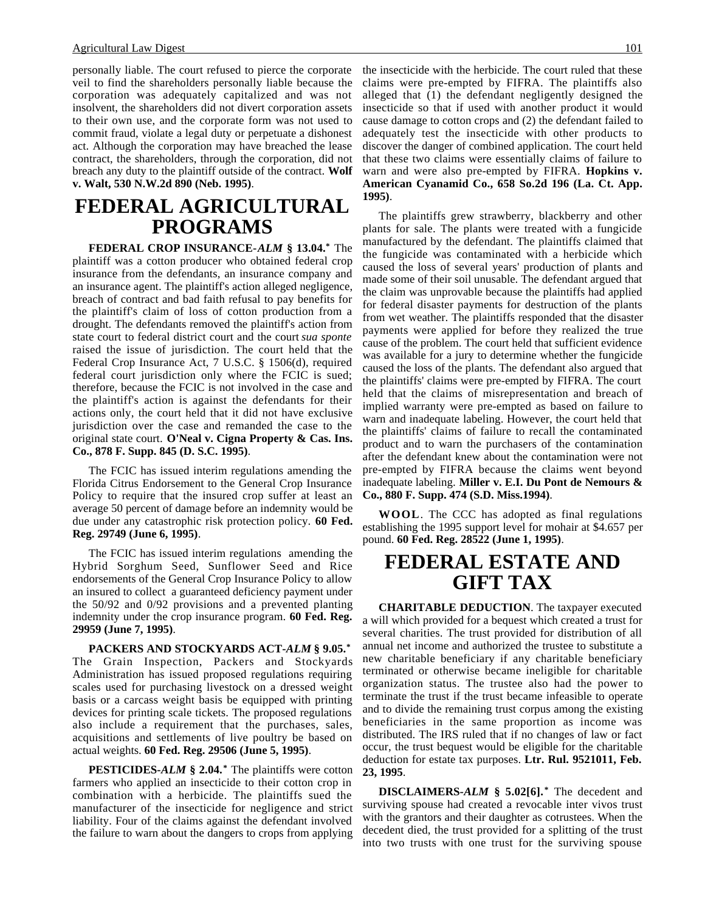personally liable. The court refused to pierce the corporate veil to find the shareholders personally liable because the corporation was adequately capitalized and was not insolvent, the shareholders did not divert corporation assets to their own use, and the corporate form was not used to commit fraud, violate a legal duty or perpetuate a dishonest act. Although the corporation may have breached the lease contract, the shareholders, through the corporation, did not breach any duty to the plaintiff outside of the contract. **Wolf v. Walt, 530 N.W.2d 890 (Neb. 1995)**.

# FEDERAL AGRICULTURAL PROGRAMS

**FEDERAL CROP INSURANCE-*ALM* § 13.04.*** The plaintiff was a cotton producer who obtained federal crop insurance from the defendants, an insurance company and an insurance agent. The plaintiff's action alleged negligence, breach of contract and bad faith refusal to pay benefits for the plaintiff's claim of loss of cotton production from a drought. The defendants removed the plaintiff's action from state court to federal district court and the court *sua sponte* raised the issue of jurisdiction. The court held that the Federal Crop Insurance Act, 7 U.S.C. § 1506(d), required federal court jurisdiction only where the FCIC is sued; therefore, because the FCIC is not involved in the case and the plaintiff's action is against the defendants for their actions only, the court held that it did not have exclusive jurisdiction over the case and remanded the case to the original state court. **O'Neal v. Cigna Property & Cas. Ins. Co., 878 F. Supp. 845 (D. S.C. 1995)**.

The FCIC has issued interim regulations amending the Florida Citrus Endorsement to the General Crop Insurance Policy to require that the insured crop suffer at least an average 50 percent of damage before an indemnity would be due under any catastrophic risk protection policy. **60 Fed. Reg. 29749 (June 6, 1995)**.

The FCIC has issued interim regulations amending the Hybrid Sorghum Seed, Sunflower Seed and Rice endorsements of the General Crop Insurance Policy to allow an insured to collect a guaranteed deficiency payment under the 50/92 and 0/92 provisions and a prevented planting indemnity under the crop insurance program. **60 Fed. Reg. 29959 (June 7, 1995)**.

**PACKERS AND STOCKYARDS ACT-*ALM* § 9.05.*** The Grain Inspection, Packers and Stockyards Administration has issued proposed regulations requiring scales used for purchasing livestock on a dressed weight basis or a carcass weight basis be equipped with printing devices for printing scale tickets. The proposed regulations also include a requirement that the purchases, sales, acquisitions and settlements of live poultry be based on actual weights. **60 Fed. Reg. 29506 (June 5, 1995)**.

**PESTICIDES-*ALM* § 2.04.*** The plaintiffs were cotton farmers who applied an insecticide to their cotton crop in combination with a herbicide. The plaintiffs sued the manufacturer of the insecticide for negligence and strict liability. Four of the claims against the defendant involved the failure to warn about the dangers to crops from applying the insecticide with the herbicide. The court ruled that these claims were pre-empted by FIFRA. The plaintiffs also alleged that (1) the defendant negligently designed the insecticide so that if used with another product it would cause damage to cotton crops and (2) the defendant failed to adequately test the insecticide with other products to discover the danger of combined application. The court held that these two claims were essentially claims of failure to warn and were also pre-empted by FIFRA. **Hopkins v. American Cyanamid Co., 658 So.2d 196 (La. Ct. App. 1995)**.

The plaintiffs grew strawberry, blackberry and other plants for sale. The plants were treated with a fungicide manufactured by the defendant. The plaintiffs claimed that the fungicide was contaminated with a herbicide which caused the loss of several years' production of plants and made some of their soil unusable. The defendant argued that the claim was unprovable because the plaintiffs had applied for federal disaster payments for destruction of the plants from wet weather. The plaintiffs responded that the disaster payments were applied for before they realized the true cause of the problem. The court held that sufficient evidence was available for a jury to determine whether the fungicide caused the loss of the plants. The defendant also argued that the plaintiffs' claims were pre-empted by FIFRA. The court held that the claims of misrepresentation and breach of implied warranty were pre-empted as based on failure to warn and inadequate labeling. However, the court held that the plaintiffs' claims of failure to recall the contaminated product and to warn the purchasers of the contamination after the defendant knew about the contamination were not pre-empted by FIFRA because the claims went beyond inadequate labeling. **Miller v. E.I. Du Pont de Nemours & Co., 880 F. Supp. 474 (S.D. Miss.1994)**.

**WOOL**. The CCC has adopted as final regulations establishing the 1995 support level for mohair at $4.657 per pound. **60 Fed. Reg. 28522 (June 1, 1995)**.

# FEDERAL ESTATE AND GIFT TAX

**CHARITABLE DEDUCTION**. The taxpayer executed a will which provided for a bequest which created a trust for several charities. The trust provided for distribution of all annual net income and authorized the trustee to substitute a new charitable beneficiary if any charitable beneficiary terminated or otherwise became ineligible for charitable organization status. The trustee also had the power to terminate the trust if the trust became infeasible to operate and to divide the remaining trust corpus among the existing beneficiaries in the same proportion as income was distributed. The IRS ruled that if no changes of law or fact occur, the trust bequest would be eligible for the charitable deduction for estate tax purposes. **Ltr. Rul. 9521011, Feb. 23, 1995**.

**DISCLAIMERS-*ALM* § 5.02[6].*** The decedent and surviving spouse had created a revocable inter vivos trust with the grantors and their daughter as cotrustees. When the decedent died, the trust provided for a splitting of the trust into two trusts with one trust for the surviving spouse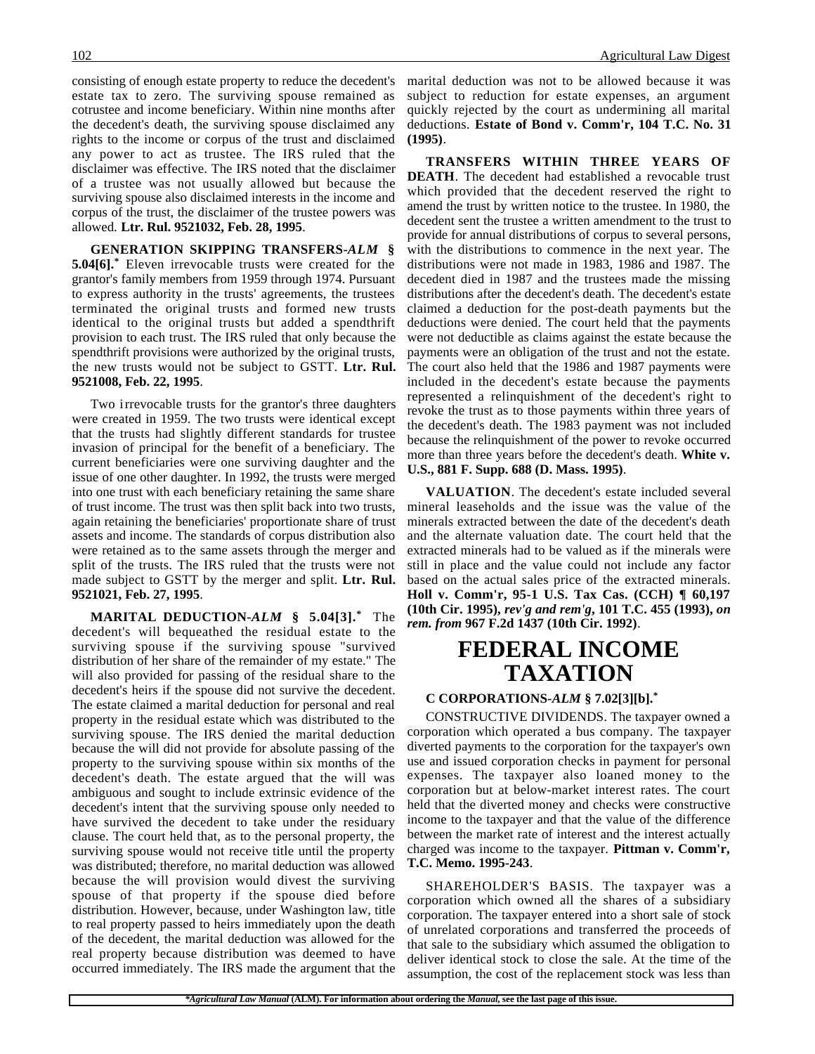consisting of enough estate property to reduce the decedent's estate tax to zero. The surviving spouse remained as cotrustee and income beneficiary. Within nine months after the decedent's death, the surviving spouse disclaimed any rights to the income or corpus of the trust and disclaimed any power to act as trustee. The IRS ruled that the disclaimer was effective. The IRS noted that the disclaimer of a trustee was not usually allowed but because the surviving spouse also disclaimed interests in the income and corpus of the trust, the disclaimer of the trustee powers was allowed. **Ltr. Rul. 9521032, Feb. 28, 1995**.

**GENERATION SKIPPING TRANSFERS-*ALM* § 5.04[6].*** Eleven irrevocable trusts were created for the grantor's family members from 1959 through 1974. Pursuant to express authority in the trusts' agreements, the trustees terminated the original trusts and formed new trusts identical to the original trusts but added a spendthrift provision to each trust. The IRS ruled that only because the spendthrift provisions were authorized by the original trusts, the new trusts would not be subject to GSTT. **Ltr. Rul. 9521008, Feb. 22, 1995**.

Two irrevocable trusts for the grantor's three daughters were created in 1959. The two trusts were identical except that the trusts had slightly different standards for trustee invasion of principal for the benefit of a beneficiary. The current beneficiaries were one surviving daughter and the issue of one other daughter. In 1992, the trusts were merged into one trust with each beneficiary retaining the same share of trust income. The trust was then split back into two trusts, again retaining the beneficiaries' proportionate share of trust assets and income. The standards of corpus distribution also were retained as to the same assets through the merger and split of the trusts. The IRS ruled that the trusts were not made subject to GSTT by the merger and split. **Ltr. Rul. 9521021, Feb. 27, 1995**.

**MARITAL DEDUCTION-*ALM* § 5.04[3].*** The decedent's will bequeathed the residual estate to the surviving spouse if the surviving spouse "survived distribution of her share of the remainder of my estate." The will also provided for passing of the residual share to the decedent's heirs if the spouse did not survive the decedent. The estate claimed a marital deduction for personal and real property in the residual estate which was distributed to the surviving spouse. The IRS denied the marital deduction because the will did not provide for absolute passing of the property to the surviving spouse within six months of the decedent's death. The estate argued that the will was ambiguous and sought to include extrinsic evidence of the decedent's intent that the surviving spouse only needed to have survived the decedent to take under the residuary clause. The court held that, as to the personal property, the surviving spouse would not receive title until the property was distributed; therefore, no marital deduction was allowed because the will provision would divest the surviving spouse of that property if the spouse died before distribution. However, because, under Washington law, title to real property passed to heirs immediately upon the death of the decedent, the marital deduction was allowed for the real property because distribution was deemed to have occurred immediately. The IRS made the argument that the marital deduction was not to be allowed because it was subject to reduction for estate expenses, an argument quickly rejected by the court as undermining all marital deductions. **Estate of Bond v. Comm'r, 104 T.C. No. 31 (1995)**.

**TRANSFERS WITHIN THREE YEARS OF DEATH**. The decedent had established a revocable trust which provided that the decedent reserved the right to amend the trust by written notice to the trustee. In 1980, the decedent sent the trustee a written amendment to the trust to provide for annual distributions of corpus to several persons, with the distributions to commence in the next year. The distributions were not made in 1983, 1986 and 1987. The decedent died in 1987 and the trustees made the missing distributions after the decedent's death. The decedent's estate claimed a deduction for the post-death payments but the deductions were denied. The court held that the payments were not deductible as claims against the estate because the payments were an obligation of the trust and not the estate. The court also held that the 1986 and 1987 payments were included in the decedent's estate because the payments represented a relinquishment of the decedent's right to revoke the trust as to those payments within three years of the decedent's death. The 1983 payment was not included because the relinquishment of the power to revoke occurred more than three years before the decedent's death. **White v. U.S., 881 F. Supp. 688 (D. Mass. 1995)**.

**VALUATION**. The decedent's estate included several mineral leaseholds and the issue was the value of the minerals extracted between the date of the decedent's death and the alternate valuation date. The court held that the extracted minerals had to be valued as if the minerals were still in place and the value could not include any factor based on the actual sales price of the extracted minerals. **Holl v. Comm'r, 95-1 U.S. Tax Cas. (CCH) ¶ 60,197 (10th Cir. 1995), *rev'g and rem'g*, 101 T.C. 455 (1993), *on rem. from* 967 F.2d 1437 (10th Cir. 1992)**.

# FEDERAL INCOME TAXATION

**C CORPORATIONS-*ALM* § 7.02[3][b].***

CONSTRUCTIVE DIVIDENDS. The taxpayer owned a corporation which operated a bus company. The taxpayer diverted payments to the corporation for the taxpayer's own use and issued corporation checks in payment for personal expenses. The taxpayer also loaned money to the corporation but at below-market interest rates. The court held that the diverted money and checks were constructive income to the taxpayer and that the value of the difference between the market rate of interest and the interest actually charged was income to the taxpayer. **Pittman v. Comm'r, T.C. Memo. 1995-243**.

SHAREHOLDER'S BASIS. The taxpayer was a corporation which owned all the shares of a subsidiary corporation. The taxpayer entered into a short sale of stock of unrelated corporations and transferred the proceeds of that sale to the subsidiary which assumed the obligation to deliver identical stock to close the sale. At the time of the assumption, the cost of the replacement stock was less than

**Agricultural Law Manual* (ALM). For information about ordering the *Manual*, see the last page of this issue.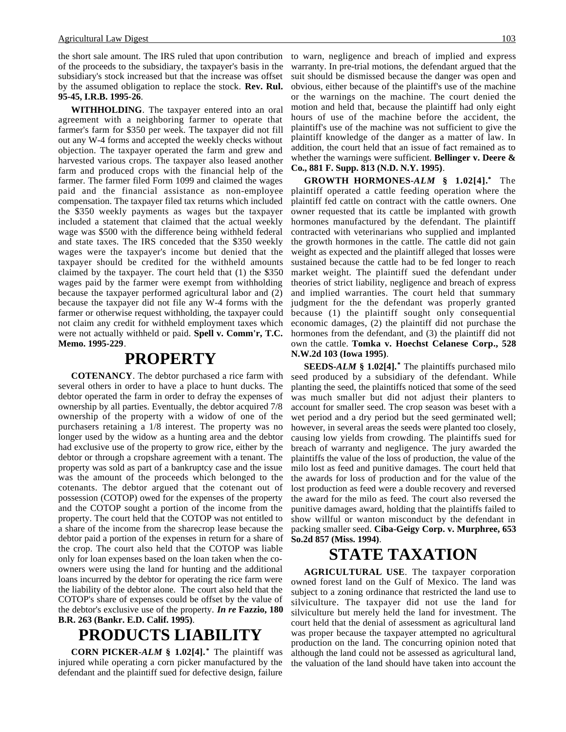the short sale amount. The IRS ruled that upon contribution of the proceeds to the subsidiary, the taxpayer's basis in the subsidiary's stock increased but that the increase was offset by the assumed obligation to replace the stock. **Rev. Rul. 95-45, I.R.B. 1995-26**.

**WITHHOLDING**. The taxpayer entered into an oral agreement with a neighboring farmer to operate that farmer's farm for $350 per week. The taxpayer did not fill out any W-4 forms and accepted the weekly checks without objection. The taxpayer operated the farm and grew and harvested various crops. The taxpayer also leased another farm and produced crops with the financial help of the farmer. The farmer filed Form 1099 and claimed the wages paid and the financial assistance as non-employee compensation. The taxpayer filed tax returns which included the $350 weekly payments as wages but the taxpayer included a statement that claimed that the actual weekly wage was $500 with the difference being withheld federal and state taxes. The IRS conceded that the $350 weekly wages were the taxpayer's income but denied that the taxpayer should be credited for the withheld amounts claimed by the taxpayer. The court held that (1) the $350 wages paid by the farmer were exempt from withholding because the taxpayer performed agricultural labor and (2) because the taxpayer did not file any W-4 forms with the farmer or otherwise request withholding, the taxpayer could not claim any credit for withheld employment taxes which were not actually withheld or paid. **Spell v. Comm'r, T.C. Memo. 1995-229**.

# PROPERTY

**COTENANCY**. The debtor purchased a rice farm with several others in order to have a place to hunt ducks. The debtor operated the farm in order to defray the expenses of ownership by all parties. Eventually, the debtor acquired 7/8 ownership of the property with a widow of one of the purchasers retaining a 1/8 interest. The property was no longer used by the widow as a hunting area and the debtor had exclusive use of the property to grow rice, either by the debtor or through a cropshare agreement with a tenant. The property was sold as part of a bankruptcy case and the issue was the amount of the proceeds which belonged to the cotenants. The debtor argued that the cotenant out of possession (COTOP) owed for the expenses of the property and the COTOP sought a portion of the income from the property. The court held that the COTOP was not entitled to a share of the income from the sharecrop lease because the debtor paid a portion of the expenses in return for a share of the crop. The court also held that the COTOP was liable only for loan expenses based on the loan taken when the co-owners were using the land for hunting and the additional loans incurred by the debtor for operating the rice farm were the liability of the debtor alone. The court also held that the COTOP's share of expenses could be offset by the value of the debtor's exclusive use of the property. ***In re* Fazzio, 180 B.R. 263 (Bankr. E.D. Calif. 1995)**.

# PRODUCTS LIABILITY

**CORN PICKER-*ALM* § 1.02[4].*** The plaintiff was injured while operating a corn picker manufactured by the defendant and the plaintiff sued for defective design, failure to warn, negligence and breach of implied and express warranty. In pre-trial motions, the defendant argued that the suit should be dismissed because the danger was open and obvious, either because of the plaintiff's use of the machine or the warnings on the machine. The court denied the motion and held that, because the plaintiff had only eight hours of use of the machine before the accident, the plaintiff's use of the machine was not sufficient to give the plaintiff knowledge of the danger as a matter of law. In addition, the court held that an issue of fact remained as to whether the warnings were sufficient. **Bellinger v. Deere & Co., 881 F. Supp. 813 (N.D. N.Y. 1995)**.

**GROWTH HORMONES-*ALM* § 1.02[4].*** The plaintiff operated a cattle feeding operation where the plaintiff fed cattle on contract with the cattle owners. One owner requested that its cattle be implanted with growth hormones manufactured by the defendant. The plaintiff contracted with veterinarians who supplied and implanted the growth hormones in the cattle. The cattle did not gain weight as expected and the plaintiff alleged that losses were sustained because the cattle had to be fed longer to reach market weight. The plaintiff sued the defendant under theories of strict liability, negligence and breach of express and implied warranties. The court held that summary judgment for the the defendant was properly granted because (1) the plaintiff sought only consequential economic damages, (2) the plaintiff did not purchase the hormones from the defendant, and (3) the plaintiff did not own the cattle. **Tomka v. Hoechst Celanese Corp., 528 N.W.2d 103 (Iowa 1995)**.

**SEEDS-*ALM* § 1.02[4].*** The plaintiffs purchased milo seed produced by a subsidiary of the defendant. While planting the seed, the plaintiffs noticed that some of the seed was much smaller but did not adjust their planters to account for smaller seed. The crop season was beset with a wet period and a dry period but the seed germinated well; however, in several areas the seeds were planted too closely, causing low yields from crowding. The plaintiffs sued for breach of warranty and negligence. The jury awarded the plaintiffs the value of the loss of production, the value of the milo lost as feed and punitive damages. The court held that the awards for loss of production and for the value of the lost production as feed were a double recovery and reversed the award for the milo as feed. The court also reversed the punitive damages award, holding that the plaintiffs failed to show willful or wanton misconduct by the defendant in packing smaller seed. **Ciba-Geigy Corp. v. Murphree, 653 So.2d 857 (Miss. 1994)**.

# STATE TAXATION

**AGRICULTURAL USE**. The taxpayer corporation owned forest land on the Gulf of Mexico. The land was subject to a zoning ordinance that restricted the land use to silviculture. The taxpayer did not use the land for silviculture but merely held the land for investment. The court held that the denial of assessment as agricultural land was proper because the taxpayer attempted no agricultural production on the land. The concurring opinion noted that although the land could not be assessed as agricultural land, the valuation of the land should have taken into account the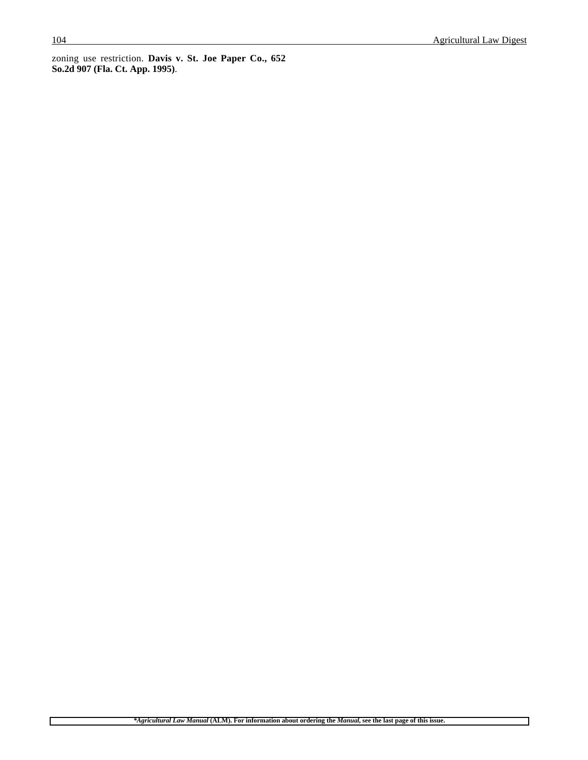zoning use restriction. **Davis v. St. Joe Paper Co., 652 So.2d 907 (Fla. Ct. App. 1995)**.

***Agricultural Law Manual* (ALM). For information about ordering the *Manual*, see the last page of this issue.**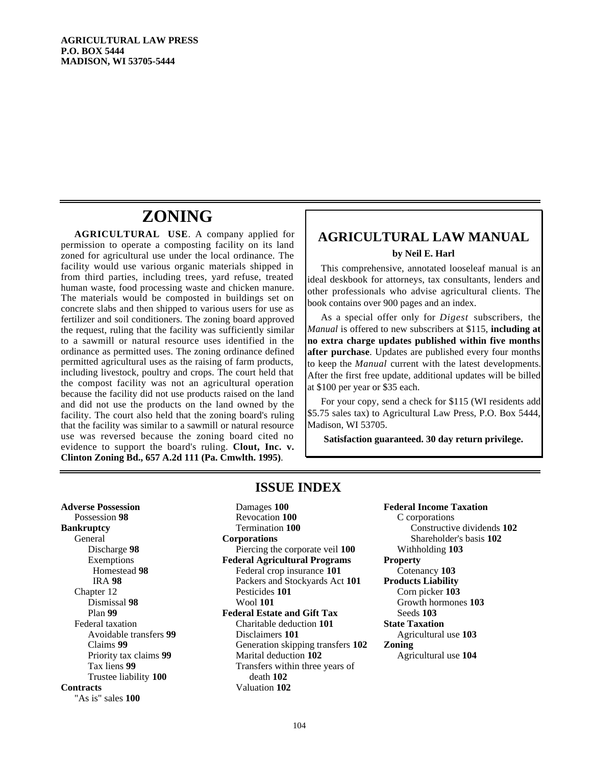AGRICULTURAL LAW PRESS
P.O. BOX 5444
MADISON, WI 53705-5444

# ZONING

**AGRICULTURAL USE**. A company applied for permission to operate a composting facility on its land zoned for agricultural use under the local ordinance. The facility would use various organic materials shipped in from third parties, including trees, yard refuse, treated human waste, food processing waste and chicken manure. The materials would be composted in buildings set on concrete slabs and then shipped to various users for use as fertilizer and soil conditioners. The zoning board approved the request, ruling that the facility was sufficiently similar to a sawmill or natural resource uses identified in the ordinance as permitted uses. The zoning ordinance defined permitted agricultural uses as the raising of farm products, including livestock, poultry and crops. The court held that the compost facility was not an agricultural operation because the facility did not use products raised on the land and did not use the products on the land owned by the facility. The court also held that the zoning board's ruling that the facility was similar to a sawmill or natural resource use was reversed because the zoning board cited no evidence to support the board's ruling. **Clout, Inc. v. Clinton Zoning Bd., 657 A.2d 111 (Pa. Cmwlth. 1995)**.

## AGRICULTURAL LAW MANUAL

**by Neil E. Harl**

This comprehensive, annotated looseleaf manual is an ideal deskbook for attorneys, tax consultants, lenders and other professionals who advise agricultural clients. The book contains over 900 pages and an index.

As a special offer only for *Digest* subscribers, the *Manual* is offered to new subscribers at $115, **including at no extra charge updates published within five months after purchase**. Updates are published every four months to keep the *Manual* current with the latest developments. After the first free update, additional updates will be billed at $100 per year or $35 each.

For your copy, send a check for $115 (WI residents add $5.75 sales tax) to Agricultural Law Press, P.O. Box 5444, Madison, WI 53705.

**Satisfaction guaranteed. 30 day return privilege.**

## ISSUE INDEX

**Adverse Possession**
- Possession **98**

**Bankruptcy**
- General
  - Discharge **98**
  - Exemptions
    - Homestead **98**
    - IRA **98**
- Chapter 12
  - Dismissal **98**
  - Plan **99**
- Federal taxation
  - Avoidable transfers **99**
  - Claims **99**
  - Priority tax claims **99**
  - Tax liens **99**
  - Trustee liability **100**

**Contracts**
- "As is" sales **100**
- Damages **100**
- Revocation **100**
- Termination **100**

**Corporations**
- Piercing the corporate veil **100**

**Federal Agricultural Programs**
- Federal crop insurance **101**
- Packers and Stockyards Act **101**
- Pesticides **101**
- Wool **101**

**Federal Estate and Gift Tax**
- Charitable deduction **101**
- Disclaimers **101**
- Generation skipping transfers **102**
- Marital deduction **102**
- Transfers within three years of death **102**
- Valuation **102**

**Federal Income Taxation**
- C corporations
  - Constructive dividends **102**
  - Shareholder's basis **102**
- Withholding **103**

**Property**
- Cotenancy **103**

**Products Liability**
- Corn picker **103**
- Growth hormones **103**
- Seeds **103**

**State Taxation**
- Agricultural use **103**

**Zoning**
- Agricultural use **104**